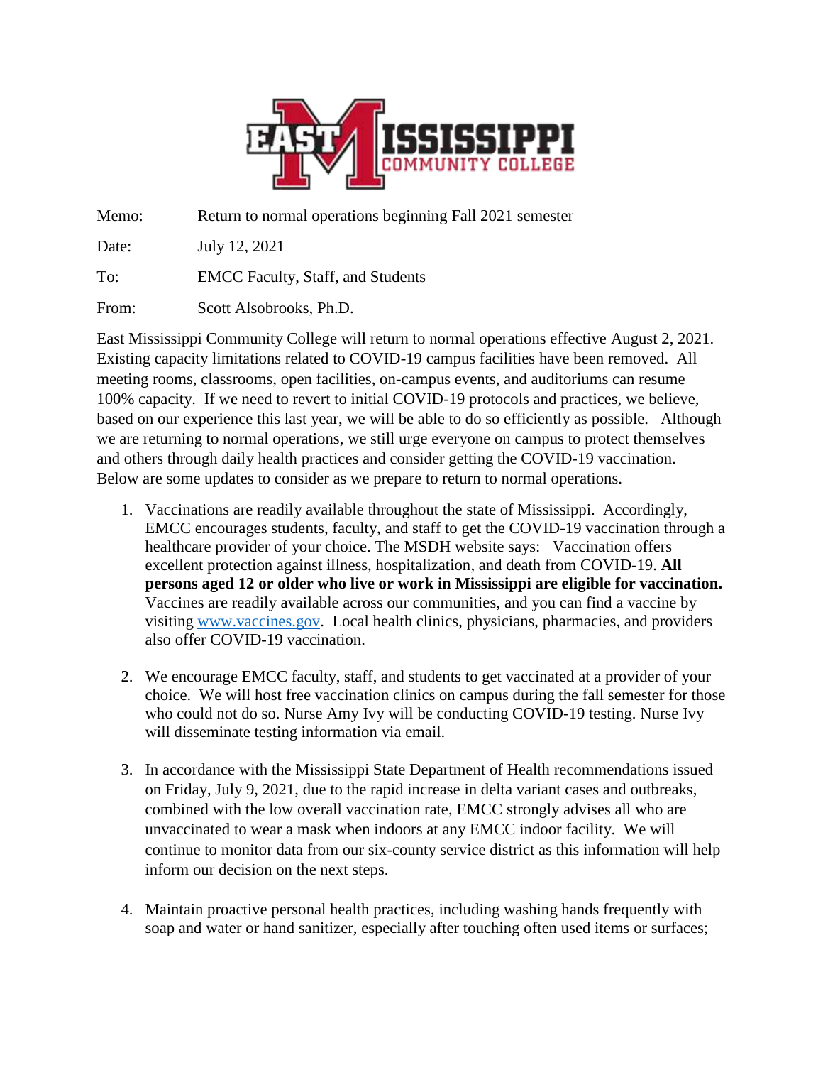EAST MISSISSIPPI COMMUNITY COLLEGE

Memo: Return to normal operations beginning Fall 2021 semester

Date: July 12, 2021

To: EMCC Faculty, Staff, and Students

From: Scott Alsobrooks, Ph.D.

East Mississippi Community College will return to normal operations effective August 2, 2021. Existing capacity limitations related to COVID-19 campus facilities have been removed. All meeting rooms, classrooms, open facilities, on-campus events, and auditoriums can resume 100% capacity. If we need to revert to initial COVID-19 protocols and practices, we believe, based on our experience this last year, we will be able to do so efficiently as possible. Although we are returning to normal operations, we still urge everyone on campus to protect themselves and others through daily health practices and consider getting the COVID-19 vaccination. Below are some updates to consider as we prepare to return to normal operations.

1. Vaccinations are readily available throughout the state of Mississippi. Accordingly, EMCC encourages students, faculty, and staff to get the COVID-19 vaccination through a healthcare provider of your choice. The MSDH website says: Vaccination offers excellent protection against illness, hospitalization, and death from COVID-19. **All persons aged 12 or older who live or work in Mississippi are eligible for vaccination.** Vaccines are readily available across our communities, and you can find a vaccine by visiting [www.vaccines.gov](http://www.vaccines.gov). Local health clinics, physicians, pharmacies, and providers also offer COVID-19 vaccination.

2. We encourage EMCC faculty, staff, and students to get vaccinated at a provider of your choice. We will host free vaccination clinics on campus during the fall semester for those who could not do so. Nurse Amy Ivy will be conducting COVID-19 testing. Nurse Ivy will disseminate testing information via email.

3. In accordance with the Mississippi State Department of Health recommendations issued on Friday, July 9, 2021, due to the rapid increase in delta variant cases and outbreaks, combined with the low overall vaccination rate, EMCC strongly advises all who are unvaccinated to wear a mask when indoors at any EMCC indoor facility. We will continue to monitor data from our six-county service district as this information will help inform our decision on the next steps.

4. Maintain proactive personal health practices, including washing hands frequently with soap and water or hand sanitizer, especially after touching often used items or surfaces;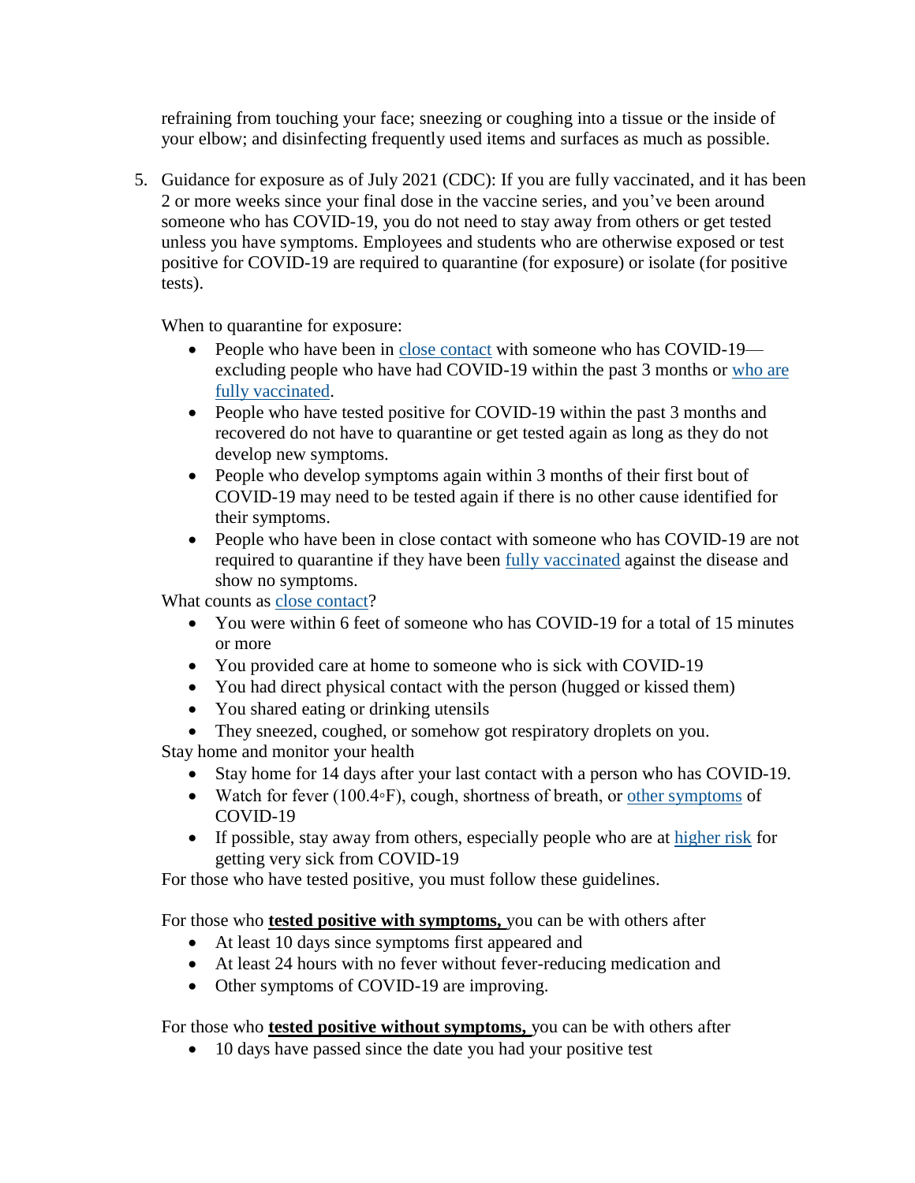refraining from touching your face; sneezing or coughing into a tissue or the inside of your elbow; and disinfecting frequently used items and surfaces as much as possible.

5. Guidance for exposure as of July 2021 (CDC): If you are fully vaccinated, and it has been 2 or more weeks since your final dose in the vaccine series, and you've been around someone who has COVID-19, you do not need to stay away from others or get tested unless you have symptoms. Employees and students who are otherwise exposed or test positive for COVID-19 are required to quarantine (for exposure) or isolate (for positive tests).

   When to quarantine for exposure:

   - People who have been in close contact with someone who has COVID-19—excluding people who have had COVID-19 within the past 3 months or who are fully vaccinated.
   - People who have tested positive for COVID-19 within the past 3 months and recovered do not have to quarantine or get tested again as long as they do not develop new symptoms.
   - People who develop symptoms again within 3 months of their first bout of COVID-19 may need to be tested again if there is no other cause identified for their symptoms.
   - People who have been in close contact with someone who has COVID-19 are not required to quarantine if they have been fully vaccinated against the disease and show no symptoms.

   What counts as close contact?

   - You were within 6 feet of someone who has COVID-19 for a total of 15 minutes or more
   - You provided care at home to someone who is sick with COVID-19
   - You had direct physical contact with the person (hugged or kissed them)
   - You shared eating or drinking utensils
   - They sneezed, coughed, or somehow got respiratory droplets on you.

   Stay home and monitor your health

   - Stay home for 14 days after your last contact with a person who has COVID-19.
   - Watch for fever (100.4◦F), cough, shortness of breath, or other symptoms of COVID-19
   - If possible, stay away from others, especially people who are at higher risk for getting very sick from COVID-19

   For those who have tested positive, you must follow these guidelines.

   For those who **tested positive with symptoms,** you can be with others after

   - At least 10 days since symptoms first appeared and
   - At least 24 hours with no fever without fever-reducing medication and
   - Other symptoms of COVID-19 are improving.

   For those who **tested positive without symptoms,** you can be with others after

   - 10 days have passed since the date you had your positive test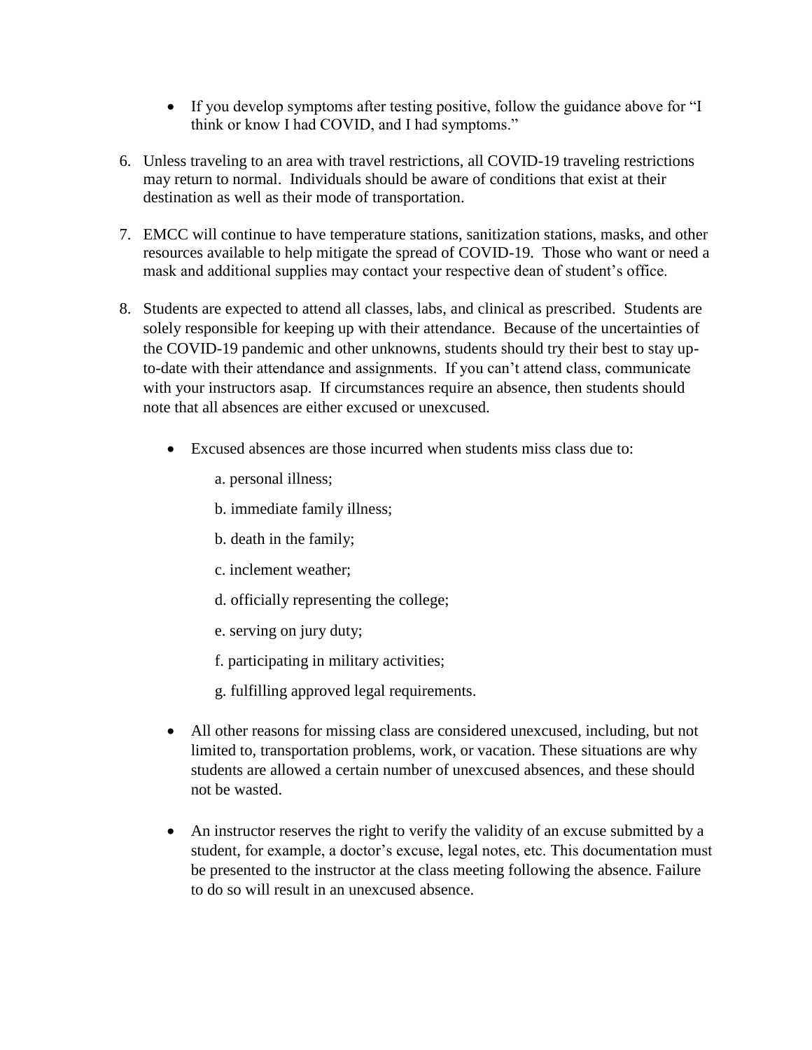- If you develop symptoms after testing positive, follow the guidance above for "I think or know I had COVID, and I had symptoms."

6. Unless traveling to an area with travel restrictions, all COVID-19 traveling restrictions may return to normal. Individuals should be aware of conditions that exist at their destination as well as their mode of transportation.

7. EMCC will continue to have temperature stations, sanitization stations, masks, and other resources available to help mitigate the spread of COVID-19. Those who want or need a mask and additional supplies may contact your respective dean of student's office.

8. Students are expected to attend all classes, labs, and clinical as prescribed. Students are solely responsible for keeping up with their attendance. Because of the uncertainties of the COVID-19 pandemic and other unknowns, students should try their best to stay up-to-date with their attendance and assignments. If you can't attend class, communicate with your instructors asap. If circumstances require an absence, then students should note that all absences are either excused or unexcused.

   - Excused absences are those incurred when students miss class due to:

     a. personal illness;

     b. immediate family illness;

     b. death in the family;

     c. inclement weather;

     d. officially representing the college;

     e. serving on jury duty;

     f. participating in military activities;

     g. fulfilling approved legal requirements.

   - All other reasons for missing class are considered unexcused, including, but not limited to, transportation problems, work, or vacation. These situations are why students are allowed a certain number of unexcused absences, and these should not be wasted.

   - An instructor reserves the right to verify the validity of an excuse submitted by a student, for example, a doctor's excuse, legal notes, etc. This documentation must be presented to the instructor at the class meeting following the absence. Failure to do so will result in an unexcused absence.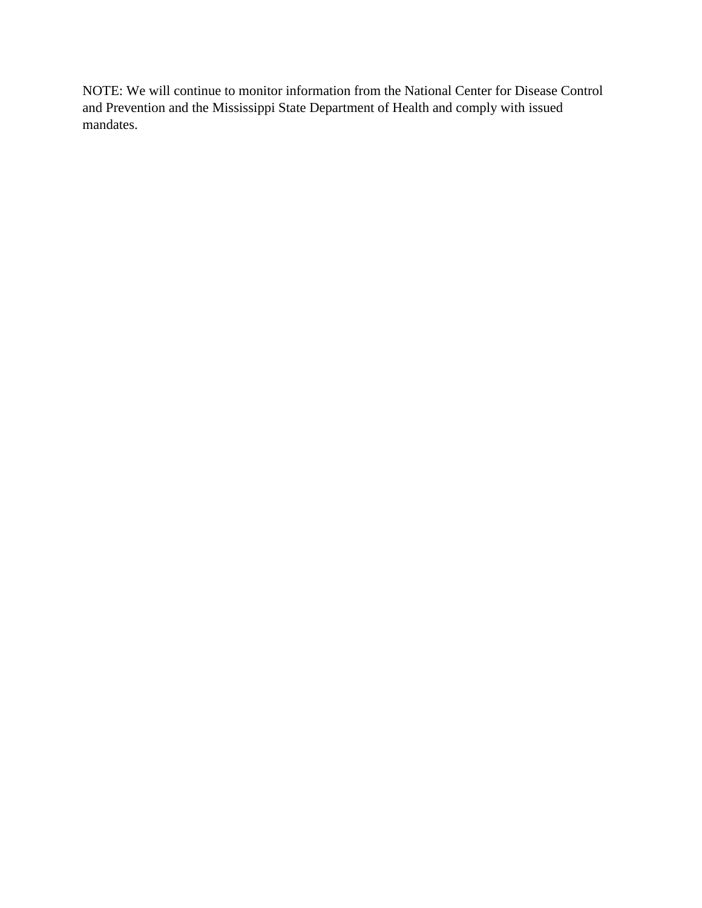NOTE: We will continue to monitor information from the National Center for Disease Control and Prevention and the Mississippi State Department of Health and comply with issued mandates.